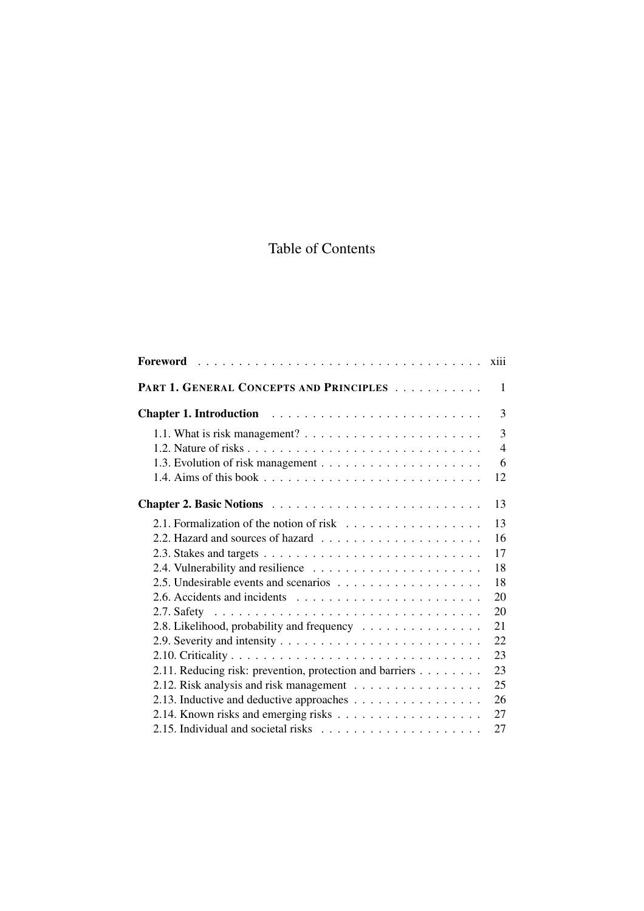# Table of Contents

| | |
|---|---|
| **Foreword** | xiii |
| **PART 1. GENERAL CONCEPTS AND PRINCIPLES** | 1 |
| **Chapter 1. Introduction** | 3 |
| 1.1. What is risk management? | 3 |
| 1.2. Nature of risks | 4 |
| 1.3. Evolution of risk management | 6 |
| 1.4. Aims of this book | 12 |
| **Chapter 2. Basic Notions** | 13 |
| 2.1. Formalization of the notion of risk | 13 |
| 2.2. Hazard and sources of hazard | 16 |
| 2.3. Stakes and targets | 17 |
| 2.4. Vulnerability and resilience | 18 |
| 2.5. Undesirable events and scenarios | 18 |
| 2.6. Accidents and incidents | 20 |
| 2.7. Safety | 20 |
| 2.8. Likelihood, probability and frequency | 21 |
| 2.9. Severity and intensity | 22 |
| 2.10. Criticality | 23 |
| 2.11. Reducing risk: prevention, protection and barriers | 23 |
| 2.12. Risk analysis and risk management | 25 |
| 2.13. Inductive and deductive approaches | 26 |
| 2.14. Known risks and emerging risks | 27 |
| 2.15. Individual and societal risks | 27 |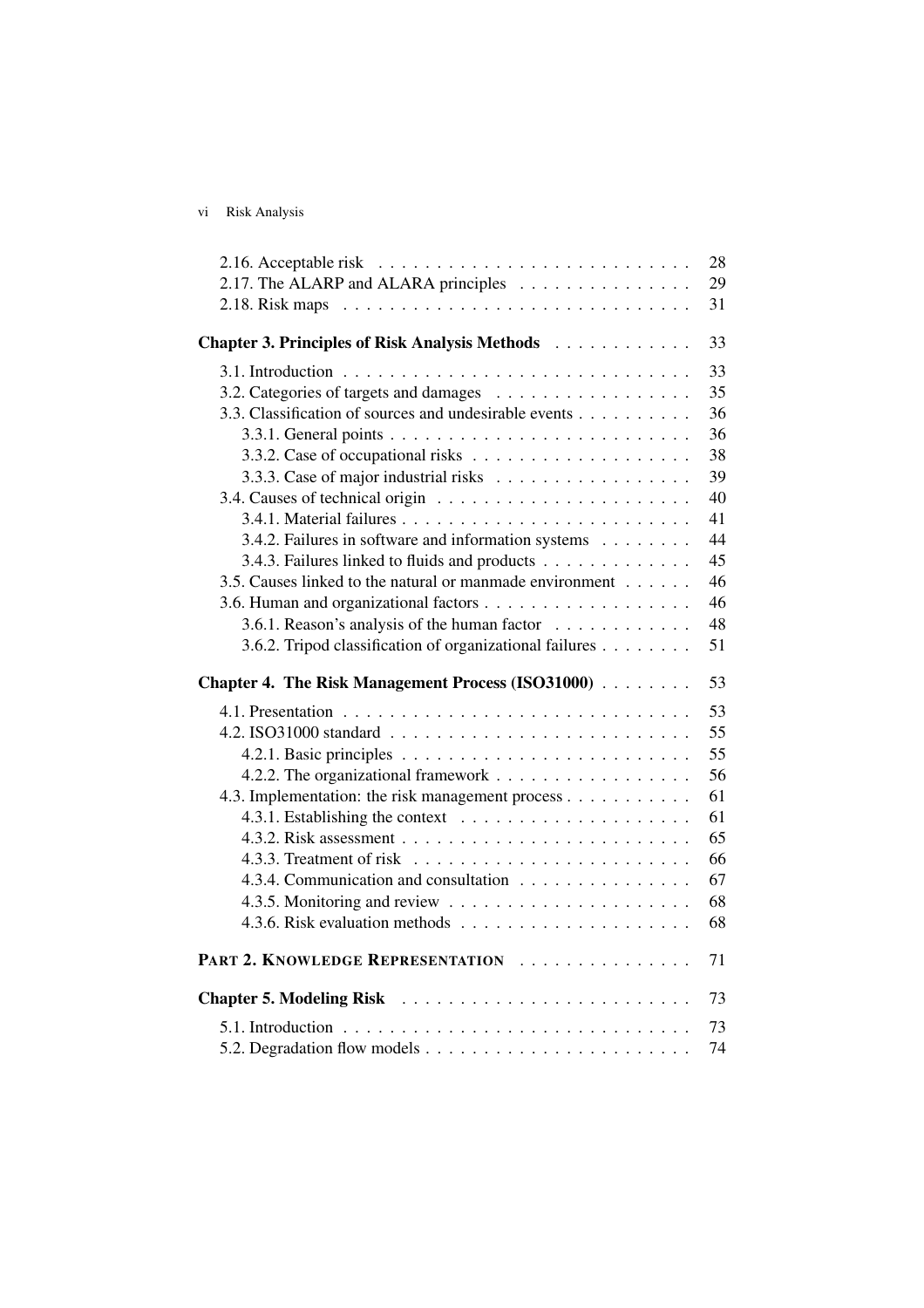2.16. Acceptable risk . . . . . . . . . . . . . . . . . . . . . . . . . . 28
2.17. The ALARP and ALARA principles . . . . . . . . . . . . . . . 29
2.18. Risk maps . . . . . . . . . . . . . . . . . . . . . . . . . . . . . 31

**Chapter 3. Principles of Risk Analysis Methods** . . . . . . . . . . . 33

3.1. Introduction . . . . . . . . . . . . . . . . . . . . . . . . . . . . . 33
3.2. Categories of targets and damages . . . . . . . . . . . . . . . . 35
3.3. Classification of sources and undesirable events . . . . . . . . . . 36
  3.3.1. General points . . . . . . . . . . . . . . . . . . . . . . . . . 36
  3.3.2. Case of occupational risks . . . . . . . . . . . . . . . . . . 38
  3.3.3. Case of major industrial risks . . . . . . . . . . . . . . . . 39
3.4. Causes of technical origin . . . . . . . . . . . . . . . . . . . . . 40
  3.4.1. Material failures . . . . . . . . . . . . . . . . . . . . . . . . 41
  3.4.2. Failures in software and information systems . . . . . . . . 44
  3.4.3. Failures linked to fluids and products . . . . . . . . . . . . 45
3.5. Causes linked to the natural or manmade environment . . . . . . 46
3.6. Human and organizational factors . . . . . . . . . . . . . . . . . 46
  3.6.1. Reason's analysis of the human factor . . . . . . . . . . . . 48
  3.6.2. Tripod classification of organizational failures . . . . . . . . 51

**Chapter 4. The Risk Management Process (ISO31000)** . . . . . . . . 53

4.1. Presentation . . . . . . . . . . . . . . . . . . . . . . . . . . . . . 53
4.2. ISO31000 standard . . . . . . . . . . . . . . . . . . . . . . . . . 55
  4.2.1. Basic principles . . . . . . . . . . . . . . . . . . . . . . . . 55
  4.2.2. The organizational framework . . . . . . . . . . . . . . . . . 56
4.3. Implementation: the risk management process . . . . . . . . . . . 61
  4.3.1. Establishing the context . . . . . . . . . . . . . . . . . . . . 61
  4.3.2. Risk assessment . . . . . . . . . . . . . . . . . . . . . . . . 65
  4.3.3. Treatment of risk . . . . . . . . . . . . . . . . . . . . . . . 66
  4.3.4. Communication and consultation . . . . . . . . . . . . . . . 67
  4.3.5. Monitoring and review . . . . . . . . . . . . . . . . . . . . . 68
  4.3.6. Risk evaluation methods . . . . . . . . . . . . . . . . . . . . 68

**PART 2. KNOWLEDGE REPRESENTATION** . . . . . . . . . . . . . . . 71

**Chapter 5. Modeling Risk** . . . . . . . . . . . . . . . . . . . . . . . 73

5.1. Introduction . . . . . . . . . . . . . . . . . . . . . . . . . . . . . 73
5.2. Degradation flow models . . . . . . . . . . . . . . . . . . . . . . 74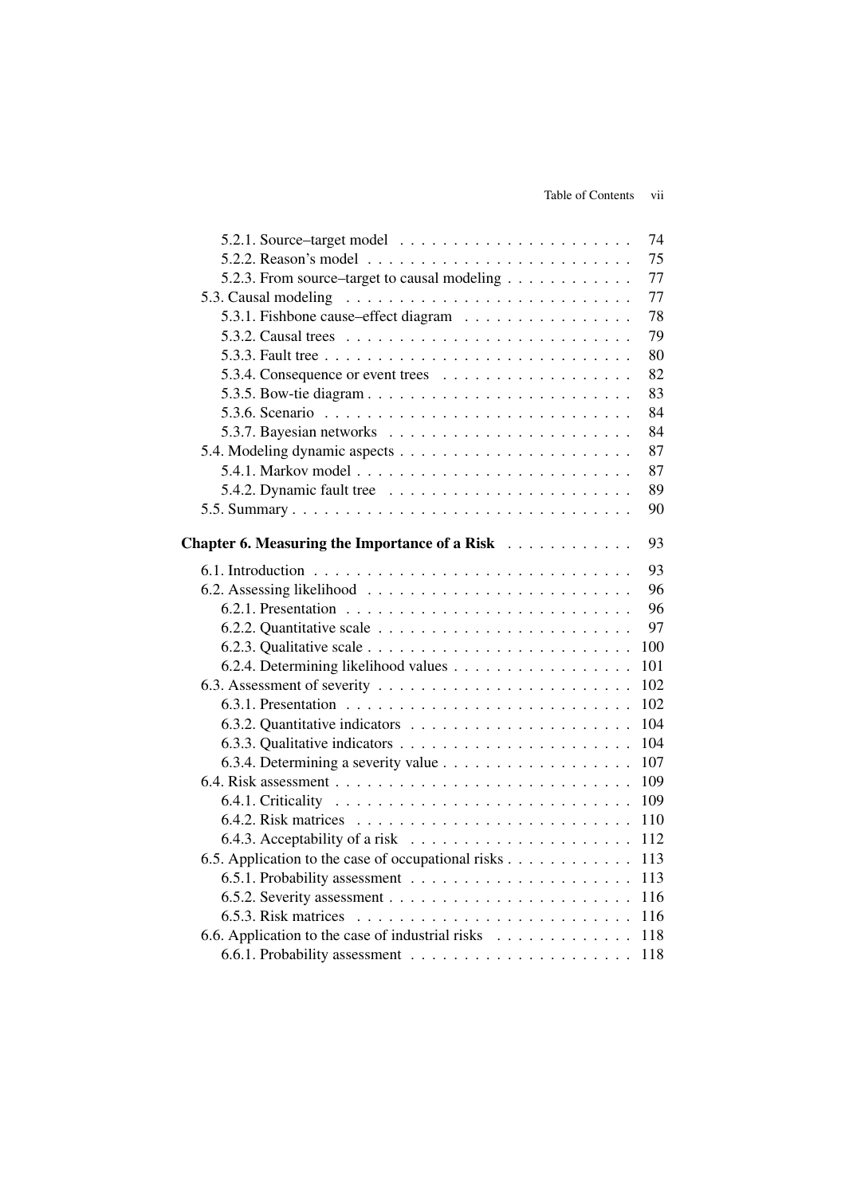5.2.1. Source–target model . . . . . . . . . . . . . . . . . . . . . . 74
5.2.2. Reason's model . . . . . . . . . . . . . . . . . . . . . . . . . 75
5.2.3. From source–target to causal modeling . . . . . . . . . . . . 77
5.3. Causal modeling . . . . . . . . . . . . . . . . . . . . . . . . . . 77
5.3.1. Fishbone cause–effect diagram . . . . . . . . . . . . . . . . 78
5.3.2. Causal trees . . . . . . . . . . . . . . . . . . . . . . . . . . 79
5.3.3. Fault tree . . . . . . . . . . . . . . . . . . . . . . . . . . . . 80
5.3.4. Consequence or event trees . . . . . . . . . . . . . . . . . . 82
5.3.5. Bow-tie diagram . . . . . . . . . . . . . . . . . . . . . . . . 83
5.3.6. Scenario . . . . . . . . . . . . . . . . . . . . . . . . . . . . 84
5.3.7. Bayesian networks . . . . . . . . . . . . . . . . . . . . . . . 84
5.4. Modeling dynamic aspects . . . . . . . . . . . . . . . . . . . . . 87
5.4.1. Markov model . . . . . . . . . . . . . . . . . . . . . . . . . 87
5.4.2. Dynamic fault tree . . . . . . . . . . . . . . . . . . . . . . . 89
5.5. Summary . . . . . . . . . . . . . . . . . . . . . . . . . . . . . . . 90

**Chapter 6. Measuring the Importance of a Risk** . . . . . . . . . . . 93

6.1. Introduction . . . . . . . . . . . . . . . . . . . . . . . . . . . . . 93
6.2. Assessing likelihood . . . . . . . . . . . . . . . . . . . . . . . . 96
6.2.1. Presentation . . . . . . . . . . . . . . . . . . . . . . . . . . 96
6.2.2. Quantitative scale . . . . . . . . . . . . . . . . . . . . . . . 97
6.2.3. Qualitative scale . . . . . . . . . . . . . . . . . . . . . . . . 100
6.2.4. Determining likelihood values . . . . . . . . . . . . . . . . . 101
6.3. Assessment of severity . . . . . . . . . . . . . . . . . . . . . . . 102
6.3.1. Presentation . . . . . . . . . . . . . . . . . . . . . . . . . . 102
6.3.2. Quantitative indicators . . . . . . . . . . . . . . . . . . . . . 104
6.3.3. Qualitative indicators . . . . . . . . . . . . . . . . . . . . . 104
6.3.4. Determining a severity value . . . . . . . . . . . . . . . . . . 107
6.4. Risk assessment . . . . . . . . . . . . . . . . . . . . . . . . . . . 109
6.4.1. Criticality . . . . . . . . . . . . . . . . . . . . . . . . . . . 109
6.4.2. Risk matrices . . . . . . . . . . . . . . . . . . . . . . . . . . 110
6.4.3. Acceptability of a risk . . . . . . . . . . . . . . . . . . . . . 112
6.5. Application to the case of occupational risks . . . . . . . . . . . . 113
6.5.1. Probability assessment . . . . . . . . . . . . . . . . . . . . . 113
6.5.2. Severity assessment . . . . . . . . . . . . . . . . . . . . . . . 116
6.5.3. Risk matrices . . . . . . . . . . . . . . . . . . . . . . . . . . 116
6.6. Application to the case of industrial risks . . . . . . . . . . . . . 118
6.6.1. Probability assessment . . . . . . . . . . . . . . . . . . . . . 118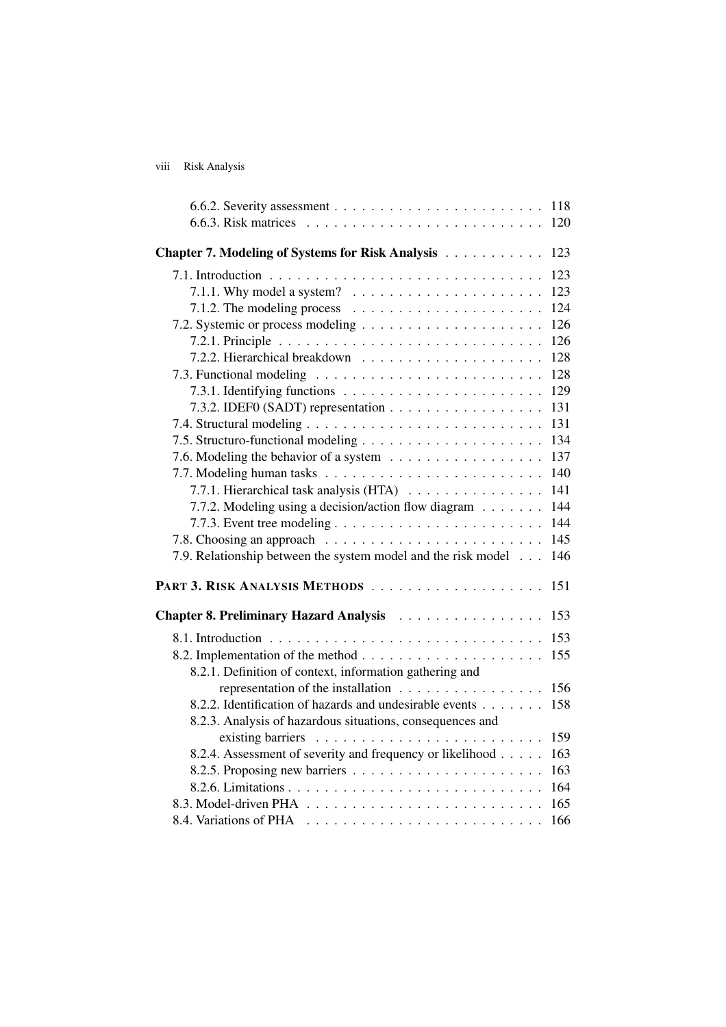6.6.2. Severity assessment . . . . . . . . . . . . . . . . . . . . . . . 118
6.6.3. Risk matrices . . . . . . . . . . . . . . . . . . . . . . . . . . 120

**Chapter 7. Modeling of Systems for Risk Analysis** . . . . . . . . . . . 123

7.1. Introduction . . . . . . . . . . . . . . . . . . . . . . . . . . . . . 123
7.1.1. Why model a system? . . . . . . . . . . . . . . . . . . . . . 123
7.1.2. The modeling process . . . . . . . . . . . . . . . . . . . . . 124
7.2. Systemic or process modeling . . . . . . . . . . . . . . . . . . . . 126
7.2.1. Principle . . . . . . . . . . . . . . . . . . . . . . . . . . . . 126
7.2.2. Hierarchical breakdown . . . . . . . . . . . . . . . . . . . . 128
7.3. Functional modeling . . . . . . . . . . . . . . . . . . . . . . . . . 128
7.3.1. Identifying functions . . . . . . . . . . . . . . . . . . . . . . 129
7.3.2. IDEF0 (SADT) representation . . . . . . . . . . . . . . . . . 131
7.4. Structural modeling . . . . . . . . . . . . . . . . . . . . . . . . . 131
7.5. Structuro-functional modeling . . . . . . . . . . . . . . . . . . . . 134
7.6. Modeling the behavior of a system . . . . . . . . . . . . . . . . . 137
7.7. Modeling human tasks . . . . . . . . . . . . . . . . . . . . . . . . 140
7.7.1. Hierarchical task analysis (HTA) . . . . . . . . . . . . . . . 141
7.7.2. Modeling using a decision/action flow diagram . . . . . . . 144
7.7.3. Event tree modeling . . . . . . . . . . . . . . . . . . . . . . 144
7.8. Choosing an approach . . . . . . . . . . . . . . . . . . . . . . . . 145
7.9. Relationship between the system model and the risk model . . . 146

**PART 3. RISK ANALYSIS METHODS** . . . . . . . . . . . . . . . . . . . 151

**Chapter 8. Preliminary Hazard Analysis** . . . . . . . . . . . . . . . . 153

8.1. Introduction . . . . . . . . . . . . . . . . . . . . . . . . . . . . . 153
8.2. Implementation of the method . . . . . . . . . . . . . . . . . . . . 155
8.2.1. Definition of context, information gathering and representation of the installation . . . . . . . . . . . . . . . . 156
8.2.2. Identification of hazards and undesirable events . . . . . . . 158
8.2.3. Analysis of hazardous situations, consequences and existing barriers . . . . . . . . . . . . . . . . . . . . . . . . . 159
8.2.4. Assessment of severity and frequency or likelihood . . . . . 163
8.2.5. Proposing new barriers . . . . . . . . . . . . . . . . . . . . . 163
8.2.6. Limitations . . . . . . . . . . . . . . . . . . . . . . . . . . . 164
8.3. Model-driven PHA . . . . . . . . . . . . . . . . . . . . . . . . . . 165
8.4. Variations of PHA . . . . . . . . . . . . . . . . . . . . . . . . . . 166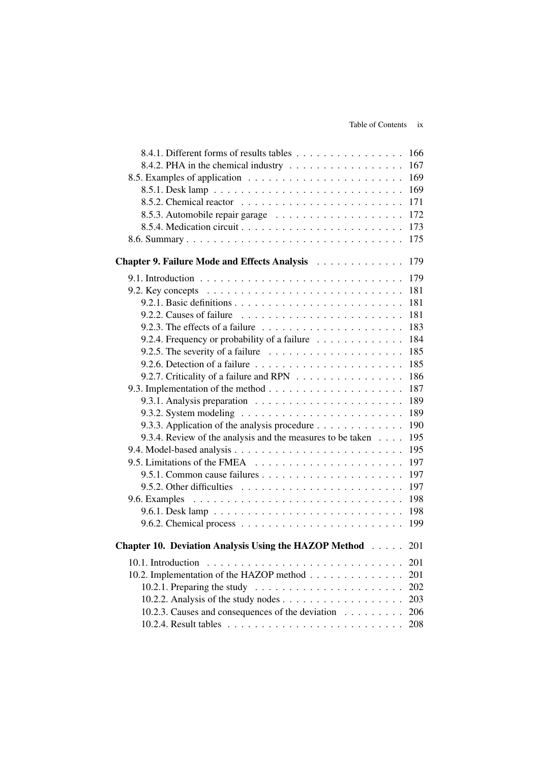8.4.1. Different forms of results tables . . . . . . . . . . . . . . . . 166
8.4.2. PHA in the chemical industry . . . . . . . . . . . . . . . . . 167
8.5. Examples of application . . . . . . . . . . . . . . . . . . . . . . . 169
8.5.1. Desk lamp . . . . . . . . . . . . . . . . . . . . . . . . . . . . 169
8.5.2. Chemical reactor . . . . . . . . . . . . . . . . . . . . . . . . 171
8.5.3. Automobile repair garage . . . . . . . . . . . . . . . . . . . 172
8.5.4. Medication circuit . . . . . . . . . . . . . . . . . . . . . . . 173
8.6. Summary . . . . . . . . . . . . . . . . . . . . . . . . . . . . . . . 175

**Chapter 9. Failure Mode and Effects Analysis** . . . . . . . . . . . . 179

9.1. Introduction . . . . . . . . . . . . . . . . . . . . . . . . . . . . . 179
9.2. Key concepts . . . . . . . . . . . . . . . . . . . . . . . . . . . . 181
9.2.1. Basic definitions . . . . . . . . . . . . . . . . . . . . . . . . 181
9.2.2. Causes of failure . . . . . . . . . . . . . . . . . . . . . . . . 181
9.2.3. The effects of a failure . . . . . . . . . . . . . . . . . . . . . 183
9.2.4. Frequency or probability of a failure . . . . . . . . . . . . . 184
9.2.5. The severity of a failure . . . . . . . . . . . . . . . . . . . . 185
9.2.6. Detection of a failure . . . . . . . . . . . . . . . . . . . . . . 185
9.2.7. Criticality of a failure and RPN . . . . . . . . . . . . . . . . 186
9.3. Implementation of the method . . . . . . . . . . . . . . . . . . . . 187
9.3.1. Analysis preparation . . . . . . . . . . . . . . . . . . . . . . 189
9.3.2. System modeling . . . . . . . . . . . . . . . . . . . . . . . . 189
9.3.3. Application of the analysis procedure . . . . . . . . . . . . . 190
9.3.4. Review of the analysis and the measures to be taken . . . . 195
9.4. Model-based analysis . . . . . . . . . . . . . . . . . . . . . . . . . 195
9.5. Limitations of the FMEA . . . . . . . . . . . . . . . . . . . . . . 197
9.5.1. Common cause failures . . . . . . . . . . . . . . . . . . . . . 197
9.5.2. Other difficulties . . . . . . . . . . . . . . . . . . . . . . . . 197
9.6. Examples . . . . . . . . . . . . . . . . . . . . . . . . . . . . . . . 198
9.6.1. Desk lamp . . . . . . . . . . . . . . . . . . . . . . . . . . . . 198
9.6.2. Chemical process . . . . . . . . . . . . . . . . . . . . . . . . 199

**Chapter 10. Deviation Analysis Using the HAZOP Method** . . . . . 201

10.1. Introduction . . . . . . . . . . . . . . . . . . . . . . . . . . . . 201
10.2. Implementation of the HAZOP method . . . . . . . . . . . . . . 201
10.2.1. Preparing the study . . . . . . . . . . . . . . . . . . . . . . 202
10.2.2. Analysis of the study nodes . . . . . . . . . . . . . . . . . . 203
10.2.3. Causes and consequences of the deviation . . . . . . . . . 206
10.2.4. Result tables . . . . . . . . . . . . . . . . . . . . . . . . . . 208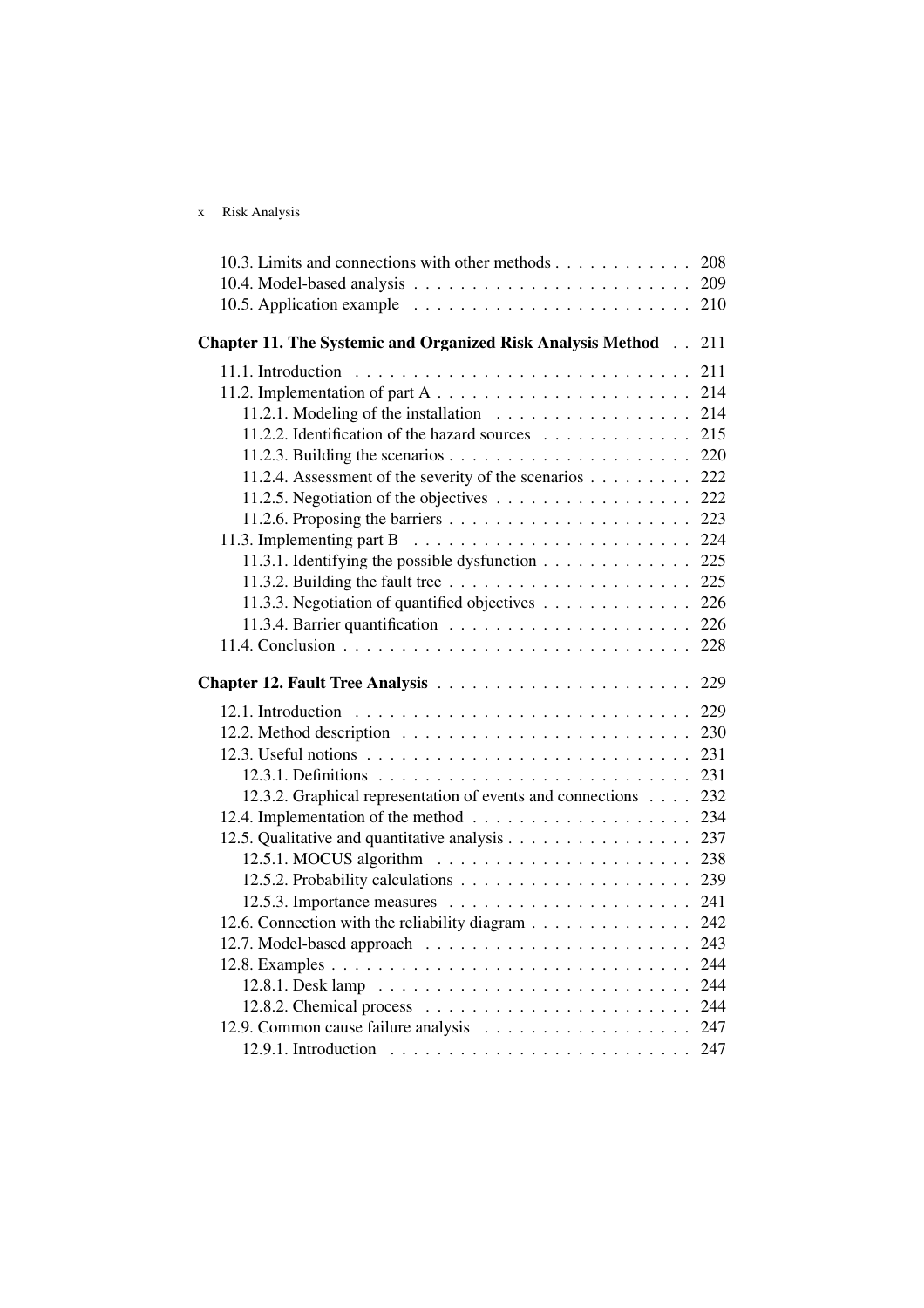10.3. Limits and connections with other methods . . . . . . . . . . . . 208
10.4. Model-based analysis . . . . . . . . . . . . . . . . . . . . . . . . 209
10.5. Application example . . . . . . . . . . . . . . . . . . . . . . . . 210

**Chapter 11. The Systemic and Organized Risk Analysis Method** . . 211

11.1. Introduction . . . . . . . . . . . . . . . . . . . . . . . . . . . . 211
11.2. Implementation of part A . . . . . . . . . . . . . . . . . . . . . . 214
11.2.1. Modeling of the installation . . . . . . . . . . . . . . . . . 214
11.2.2. Identification of the hazard sources . . . . . . . . . . . . . 215
11.2.3. Building the scenarios . . . . . . . . . . . . . . . . . . . . . 220
11.2.4. Assessment of the severity of the scenarios . . . . . . . . . 222
11.2.5. Negotiation of the objectives . . . . . . . . . . . . . . . . . 222
11.2.6. Proposing the barriers . . . . . . . . . . . . . . . . . . . . . 223
11.3. Implementing part B . . . . . . . . . . . . . . . . . . . . . . . . 224
11.3.1. Identifying the possible dysfunction . . . . . . . . . . . . . 225
11.3.2. Building the fault tree . . . . . . . . . . . . . . . . . . . . . 225
11.3.3. Negotiation of quantified objectives . . . . . . . . . . . . . 226
11.3.4. Barrier quantification . . . . . . . . . . . . . . . . . . . . . 226
11.4. Conclusion . . . . . . . . . . . . . . . . . . . . . . . . . . . . . 228

**Chapter 12. Fault Tree Analysis** . . . . . . . . . . . . . . . . . . . . . 229

12.1. Introduction . . . . . . . . . . . . . . . . . . . . . . . . . . . . 229
12.2. Method description . . . . . . . . . . . . . . . . . . . . . . . . . 230
12.3. Useful notions . . . . . . . . . . . . . . . . . . . . . . . . . . . . 231
12.3.1. Definitions . . . . . . . . . . . . . . . . . . . . . . . . . . . 231
12.3.2. Graphical representation of events and connections . . . . 232
12.4. Implementation of the method . . . . . . . . . . . . . . . . . . . 234
12.5. Qualitative and quantitative analysis . . . . . . . . . . . . . . . . 237
12.5.1. MOCUS algorithm . . . . . . . . . . . . . . . . . . . . . . 238
12.5.2. Probability calculations . . . . . . . . . . . . . . . . . . . . 239
12.5.3. Importance measures . . . . . . . . . . . . . . . . . . . . . 241
12.6. Connection with the reliability diagram . . . . . . . . . . . . . . 242
12.7. Model-based approach . . . . . . . . . . . . . . . . . . . . . . . 243
12.8. Examples . . . . . . . . . . . . . . . . . . . . . . . . . . . . . . 244
12.8.1. Desk lamp . . . . . . . . . . . . . . . . . . . . . . . . . . . 244
12.8.2. Chemical process . . . . . . . . . . . . . . . . . . . . . . . 244
12.9. Common cause failure analysis . . . . . . . . . . . . . . . . . . . 247
12.9.1. Introduction . . . . . . . . . . . . . . . . . . . . . . . . . . 247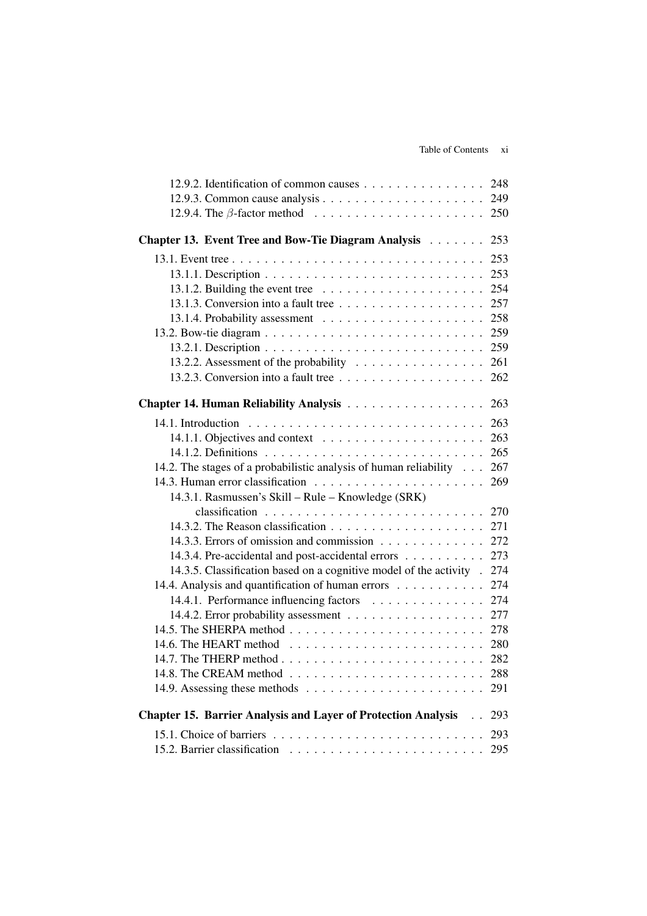12.9.2. Identification of common causes . . . . . . . . . . . . . . . 248
12.9.3. Common cause analysis . . . . . . . . . . . . . . . . . . . . 249
12.9.4. The $\beta$-factor method . . . . . . . . . . . . . . . . . . . . . 250

**Chapter 13. Event Tree and Bow-Tie Diagram Analysis** . . . . . . . 253

13.1. Event tree . . . . . . . . . . . . . . . . . . . . . . . . . . . . . . 253
13.1.1. Description . . . . . . . . . . . . . . . . . . . . . . . . . . . 253
13.1.2. Building the event tree . . . . . . . . . . . . . . . . . . . . 254
13.1.3. Conversion into a fault tree . . . . . . . . . . . . . . . . . . 257
13.1.4. Probability assessment . . . . . . . . . . . . . . . . . . . . 258
13.2. Bow-tie diagram . . . . . . . . . . . . . . . . . . . . . . . . . . 259
13.2.1. Description . . . . . . . . . . . . . . . . . . . . . . . . . . . 259
13.2.2. Assessment of the probability . . . . . . . . . . . . . . . . 261
13.2.3. Conversion into a fault tree . . . . . . . . . . . . . . . . . . 262

**Chapter 14. Human Reliability Analysis** . . . . . . . . . . . . . . . . 263

14.1. Introduction . . . . . . . . . . . . . . . . . . . . . . . . . . . . 263
14.1.1. Objectives and context . . . . . . . . . . . . . . . . . . . . 263
14.1.2. Definitions . . . . . . . . . . . . . . . . . . . . . . . . . . . 265
14.2. The stages of a probabilistic analysis of human reliability . . . 267
14.3. Human error classification . . . . . . . . . . . . . . . . . . . . 269
14.3.1. Rasmussen's Skill – Rule – Knowledge (SRK) classification . . . . . . . . . . . . . . . . . . . . . . . . . . . 270
14.3.2. The Reason classification . . . . . . . . . . . . . . . . . . . 271
14.3.3. Errors of omission and commission . . . . . . . . . . . . . 272
14.3.4. Pre-accidental and post-accidental errors . . . . . . . . . . 273
14.3.5. Classification based on a cognitive model of the activity . 274
14.4. Analysis and quantification of human errors . . . . . . . . . . . 274
14.4.1. Performance influencing factors . . . . . . . . . . . . . . 274
14.4.2. Error probability assessment . . . . . . . . . . . . . . . . . 277
14.5. The SHERPA method . . . . . . . . . . . . . . . . . . . . . . . . 278
14.6. The HEART method . . . . . . . . . . . . . . . . . . . . . . . . 280
14.7. The THERP method . . . . . . . . . . . . . . . . . . . . . . . . 282
14.8. The CREAM method . . . . . . . . . . . . . . . . . . . . . . . . 288
14.9. Assessing these methods . . . . . . . . . . . . . . . . . . . . . . 291

**Chapter 15. Barrier Analysis and Layer of Protection Analysis** . . 293

15.1. Choice of barriers . . . . . . . . . . . . . . . . . . . . . . . . . 293
15.2. Barrier classification . . . . . . . . . . . . . . . . . . . . . . . . 295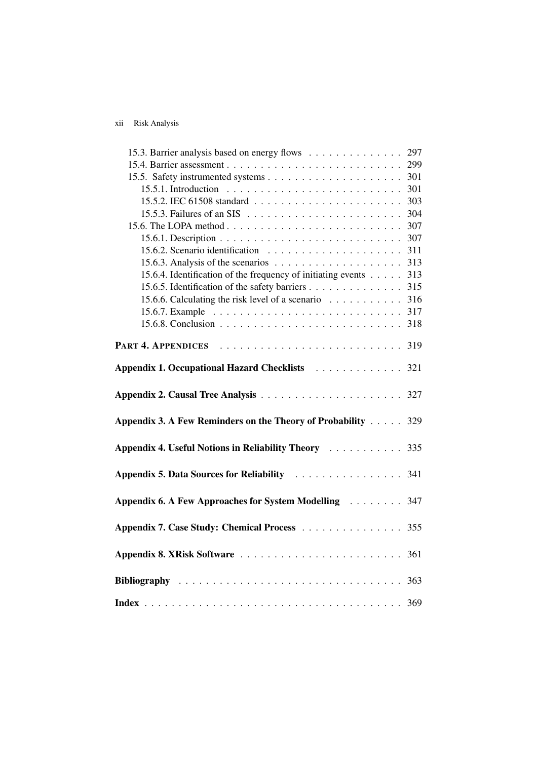15.3. Barrier analysis based on energy flows . . . . . . . . . . . . . . 297
15.4. Barrier assessment . . . . . . . . . . . . . . . . . . . . . . . . . . 299
15.5. Safety instrumented systems . . . . . . . . . . . . . . . . . . . . 301
15.5.1. Introduction . . . . . . . . . . . . . . . . . . . . . . . . . . 301
15.5.2. IEC 61508 standard . . . . . . . . . . . . . . . . . . . . . . 303
15.5.3. Failures of an SIS . . . . . . . . . . . . . . . . . . . . . . . 304
15.6. The LOPA method . . . . . . . . . . . . . . . . . . . . . . . . . . 307
15.6.1. Description . . . . . . . . . . . . . . . . . . . . . . . . . . . 307
15.6.2. Scenario identification . . . . . . . . . . . . . . . . . . . . 311
15.6.3. Analysis of the scenarios . . . . . . . . . . . . . . . . . . . 313
15.6.4. Identification of the frequency of initiating events . . . . . 313
15.6.5. Identification of the safety barriers . . . . . . . . . . . . . . 315
15.6.6. Calculating the risk level of a scenario . . . . . . . . . . . 316
15.6.7. Example . . . . . . . . . . . . . . . . . . . . . . . . . . . . 317
15.6.8. Conclusion . . . . . . . . . . . . . . . . . . . . . . . . . . . 318

**PART 4. APPENDICES** . . . . . . . . . . . . . . . . . . . . . . . . . . 319

**Appendix 1. Occupational Hazard Checklists** . . . . . . . . . . . . . 321

**Appendix 2. Causal Tree Analysis** . . . . . . . . . . . . . . . . . . . . . 327

**Appendix 3. A Few Reminders on the Theory of Probability** . . . . . 329

**Appendix 4. Useful Notions in Reliability Theory** . . . . . . . . . . . 335

**Appendix 5. Data Sources for Reliability** . . . . . . . . . . . . . . . . 341

**Appendix 6. A Few Approaches for System Modelling** . . . . . . . . 347

**Appendix 7. Case Study: Chemical Process** . . . . . . . . . . . . . . . 355

**Appendix 8. XRisk Software** . . . . . . . . . . . . . . . . . . . . . . . 361

**Bibliography** . . . . . . . . . . . . . . . . . . . . . . . . . . . . . . . . . 363

**Index** . . . . . . . . . . . . . . . . . . . . . . . . . . . . . . . . . . . . . 369